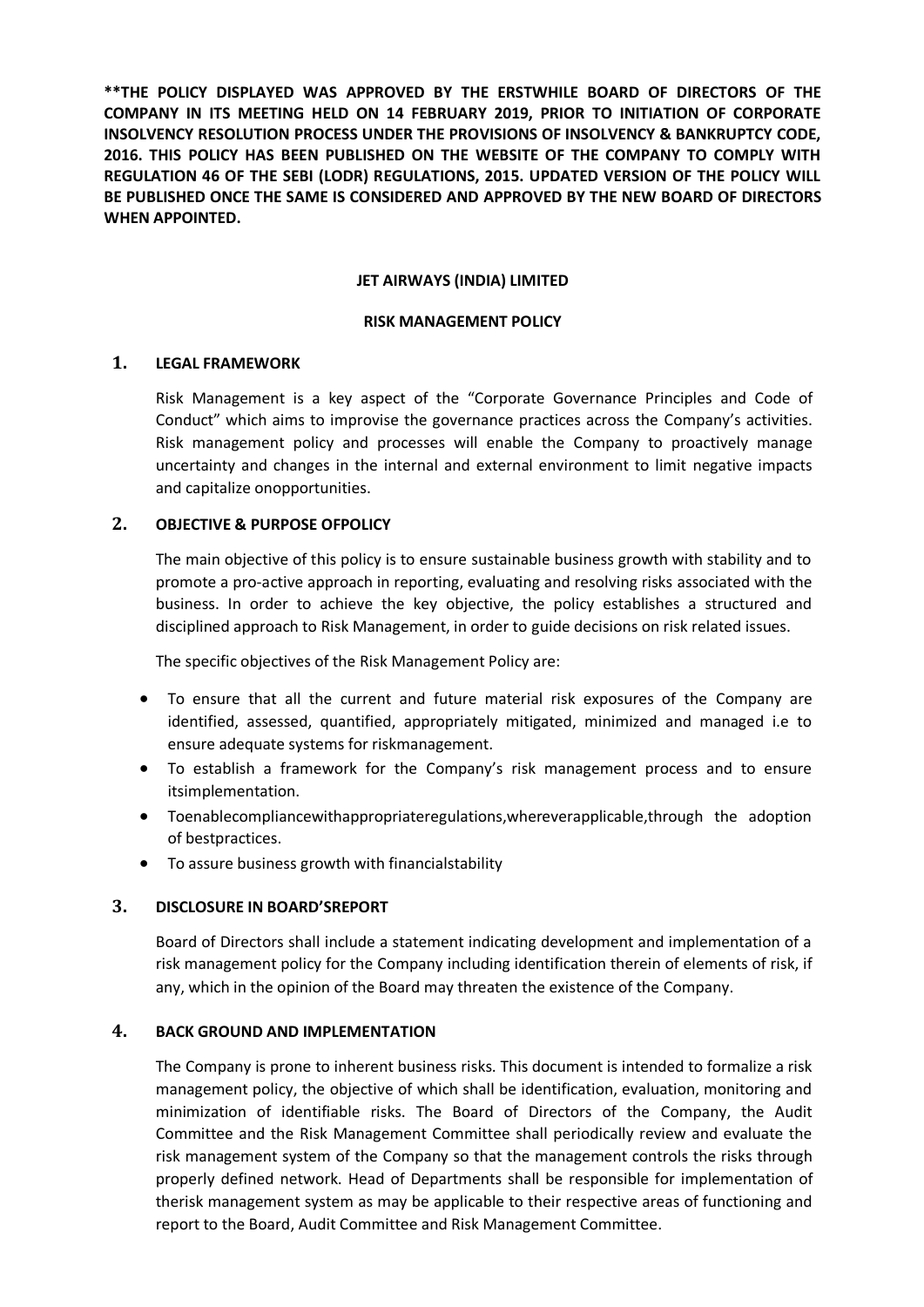**\*\*THE POLICY DISPLAYED WAS APPROVED BY THE ERSTWHILE BOARD OF DIRECTORS OF THE COMPANY IN ITS MEETING HELD ON 14 FEBRUARY 2019, PRIOR TO INITIATION OF CORPORATE INSOLVENCY RESOLUTION PROCESS UNDER THE PROVISIONS OF INSOLVENCY & BANKRUPTCY CODE, 2016. THIS POLICY HAS BEEN PUBLISHED ON THE WEBSITE OF THE COMPANY TO COMPLY WITH REGULATION 46 OF THE SEBI (LODR) REGULATIONS, 2015. UPDATED VERSION OF THE POLICY WILL BE PUBLISHED ONCE THE SAME IS CONSIDERED AND APPROVED BY THE NEW BOARD OF DIRECTORS WHEN APPOINTED.**

**JET AIRWAYS (INDIA) LIMITED**

**RISK MANAGEMENT POLICY**

## 1. LEGAL FRAMEWORK

Risk Management is a key aspect of the "Corporate Governance Principles and Code of Conduct" which aims to improvise the governance practices across the Company's activities. Risk management policy and processes will enable the Company to proactively manage uncertainty and changes in the internal and external environment to limit negative impacts and capitalize onopportunities.

## 2. OBJECTIVE & PURPOSE OFPOLICY

The main objective of this policy is to ensure sustainable business growth with stability and to promote a pro-active approach in reporting, evaluating and resolving risks associated with the business. In order to achieve the key objective, the policy establishes a structured and disciplined approach to Risk Management, in order to guide decisions on risk related issues.

The specific objectives of the Risk Management Policy are:

- To ensure that all the current and future material risk exposures of the Company are identified, assessed, quantified, appropriately mitigated, minimized and managed i.e to ensure adequate systems for riskmanagement.
- To establish a framework for the Company's risk management process and to ensure itsimplementation.
- Toenablecompliancewithappropriateregulations,whereverapplicable,through the adoption of bestpractices.
- To assure business growth with financialstability

## 3. DISCLOSURE IN BOARD'SREPORT

Board of Directors shall include a statement indicating development and implementation of a risk management policy for the Company including identification therein of elements of risk, if any, which in the opinion of the Board may threaten the existence of the Company.

## 4. BACK GROUND AND IMPLEMENTATION

The Company is prone to inherent business risks. This document is intended to formalize a risk management policy, the objective of which shall be identification, evaluation, monitoring and minimization of identifiable risks. The Board of Directors of the Company, the Audit Committee and the Risk Management Committee shall periodically review and evaluate the risk management system of the Company so that the management controls the risks through properly defined network. Head of Departments shall be responsible for implementation of therisk management system as may be applicable to their respective areas of functioning and report to the Board, Audit Committee and Risk Management Committee.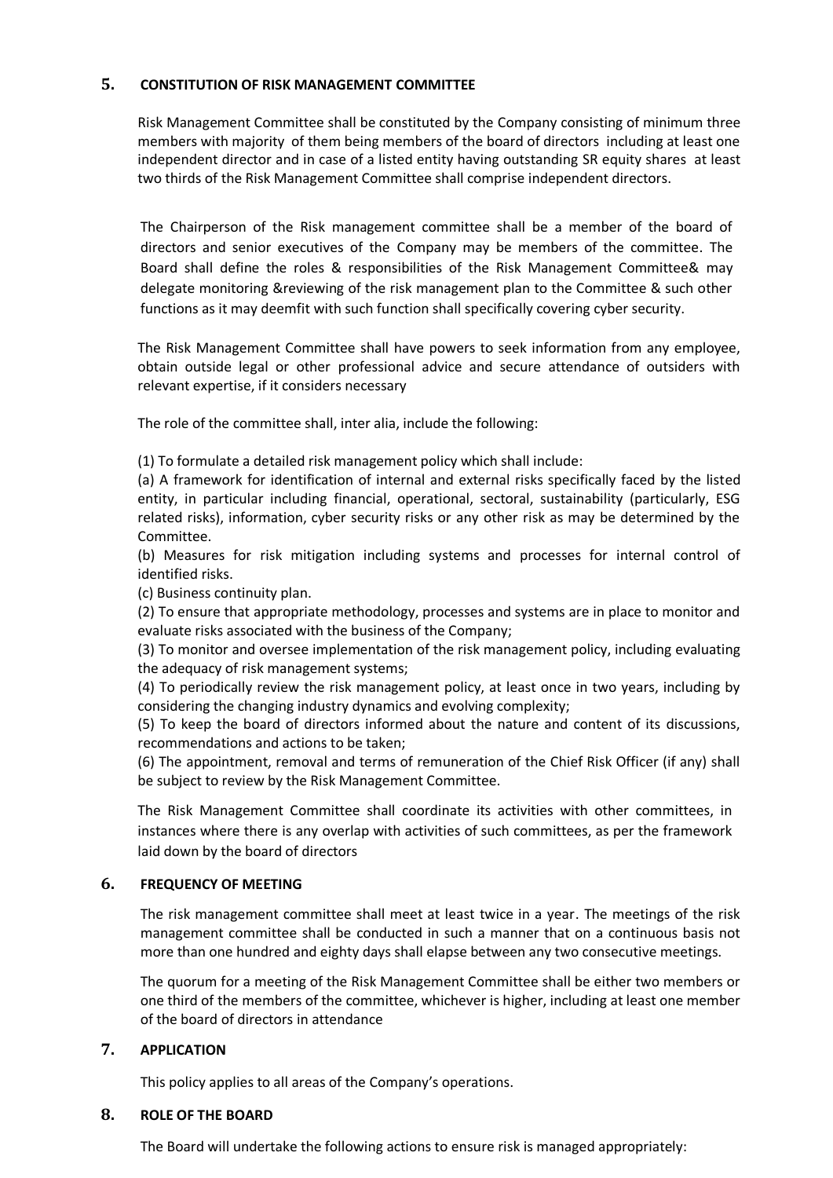## 5. CONSTITUTION OF RISK MANAGEMENT COMMITTEE

Risk Management Committee shall be constituted by the Company consisting of minimum three members with majority of them being members of the board of directors including at least one independent director and in case of a listed entity having outstanding SR equity shares at least two thirds of the Risk Management Committee shall comprise independent directors.

The Chairperson of the Risk management committee shall be a member of the board of directors and senior executives of the Company may be members of the committee. The Board shall define the roles & responsibilities of the Risk Management Committee& may delegate monitoring &reviewing of the risk management plan to the Committee & such other functions as it may deemfit with such function shall specifically covering cyber security.

The Risk Management Committee shall have powers to seek information from any employee, obtain outside legal or other professional advice and secure attendance of outsiders with relevant expertise, if it considers necessary

The role of the committee shall, inter alia, include the following:

(1) To formulate a detailed risk management policy which shall include:

(a) A framework for identification of internal and external risks specifically faced by the listed entity, in particular including financial, operational, sectoral, sustainability (particularly, ESG related risks), information, cyber security risks or any other risk as may be determined by the Committee.

(b) Measures for risk mitigation including systems and processes for internal control of identified risks.

(c) Business continuity plan.

(2) To ensure that appropriate methodology, processes and systems are in place to monitor and evaluate risks associated with the business of the Company;

(3) To monitor and oversee implementation of the risk management policy, including evaluating the adequacy of risk management systems;

(4) To periodically review the risk management policy, at least once in two years, including by considering the changing industry dynamics and evolving complexity;

(5) To keep the board of directors informed about the nature and content of its discussions, recommendations and actions to be taken;

(6) The appointment, removal and terms of remuneration of the Chief Risk Officer (if any) shall be subject to review by the Risk Management Committee.

The Risk Management Committee shall coordinate its activities with other committees, in instances where there is any overlap with activities of such committees, as per the framework laid down by the board of directors

## 6. FREQUENCY OF MEETING

The risk management committee shall meet at least twice in a year. The meetings of the risk management committee shall be conducted in such a manner that on a continuous basis not more than one hundred and eighty days shall elapse between any two consecutive meetings.

The quorum for a meeting of the Risk Management Committee shall be either two members or one third of the members of the committee, whichever is higher, including at least one member of the board of directors in attendance

## 7. APPLICATION

This policy applies to all areas of the Company's operations.

## 8. ROLE OF THE BOARD

The Board will undertake the following actions to ensure risk is managed appropriately: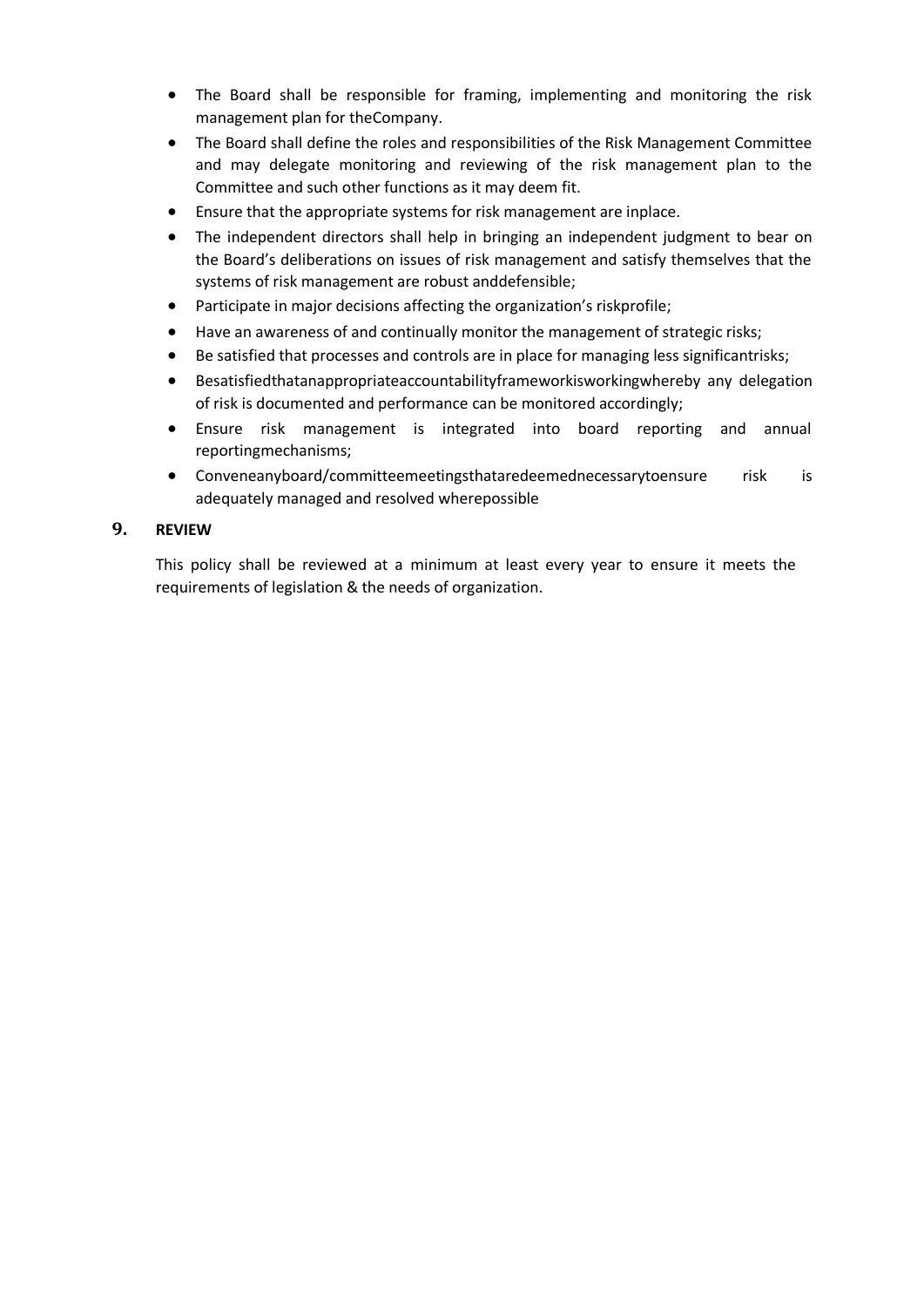- The Board shall be responsible for framing, implementing and monitoring the risk management plan for theCompany.
- The Board shall define the roles and responsibilities of the Risk Management Committee and may delegate monitoring and reviewing of the risk management plan to the Committee and such other functions as it may deem fit.
- Ensure that the appropriate systems for risk management are inplace.
- The independent directors shall help in bringing an independent judgment to bear on the Board's deliberations on issues of risk management and satisfy themselves that the systems of risk management are robust anddefensible;
- Participate in major decisions affecting the organization's riskprofile;
- Have an awareness of and continually monitor the management of strategic risks;
- Be satisfied that processes and controls are in place for managing less significantrisks;
- Besatisfiedthatanappropriateaccountabilityframeworkisworkingwhereby any delegation of risk is documented and performance can be monitored accordingly;
- Ensure risk management is integrated into board reporting and annual reportingmechanisms;
- Conveneanyboard/committeemeetingsthataredeemednecessarytoensure risk is adequately managed and resolved wherepossible

## 9. REVIEW

This policy shall be reviewed at a minimum at least every year to ensure it meets the requirements of legislation & the needs of organization.